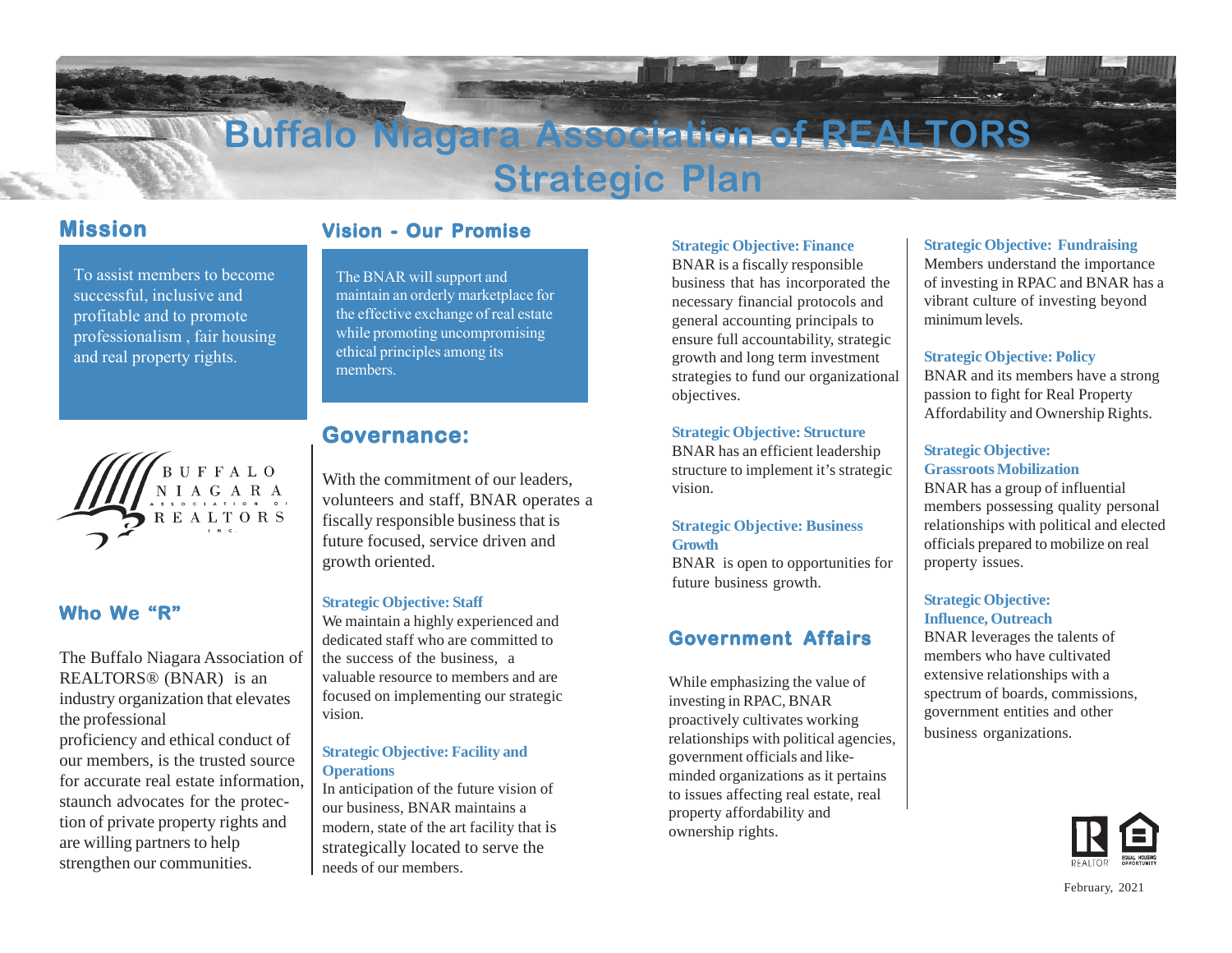# Buffalo Niagara Association of REALTORS Strategic Plan

## Mission

To assist members to become successful, inclusive and profitable and to promote professionalism , fair housing and real property rights.

## Who We "R"

The Buffalo Niagara Association of REALTORS® (BNAR) is an industry organization that elevates the professional proficiency and ethical conduct of our members, is the trusted source for accurate real estate information, staunch advocates for the protection of private property rights and are willing partners to help strengthen our communities.

## Vision - Our Promise

The BNAR will support and maintain an orderly marketplace for the effective exchange of real estate while promoting uncompromising ethical principles among its members.

## Governance:

With the commitment of our leaders, volunteers and staff, BNAR operates a fiscally responsible business that is future focused, service driven and growth oriented.

**Strategic Objective: Staff**
We maintain a highly experienced and dedicated staff who are committed to the success of the business, a valuable resource to members and are focused on implementing our strategic vision.

**Strategic Objective: Facility and Operations**
In anticipation of the future vision of our business, BNAR maintains a modern, state of the art facility that is strategically located to serve the needs of our members.

**Strategic Objective: Finance**
BNAR is a fiscally responsible business that has incorporated the necessary financial protocols and general accounting principals to ensure full accountability, strategic growth and long term investment strategies to fund our organizational objectives.

**Strategic Objective: Structure**
BNAR has an efficient leadership structure to implement it's strategic vision.

**Strategic Objective: Business Growth**
BNAR is open to opportunities for future business growth.

## Government Affairs

While emphasizing the value of investing in RPAC, BNAR proactively cultivates working relationships with political agencies, government officials and like-minded organizations as it pertains to issues affecting real estate, real property affordability and ownership rights.

**Strategic Objective: Fundraising**
Members understand the importance of investing in RPAC and BNAR has a vibrant culture of investing beyond minimum levels.

**Strategic Objective: Policy**
BNAR and its members have a strong passion to fight for Real Property Affordability and Ownership Rights.

**Strategic Objective: Grassroots Mobilization**
BNAR has a group of influential members possessing quality personal relationships with political and elected officials prepared to mobilize on real property issues.

**Strategic Objective: Influence, Outreach**
BNAR leverages the talents of members who have cultivated extensive relationships with a spectrum of boards, commissions, government entities and other business organizations.

February, 2021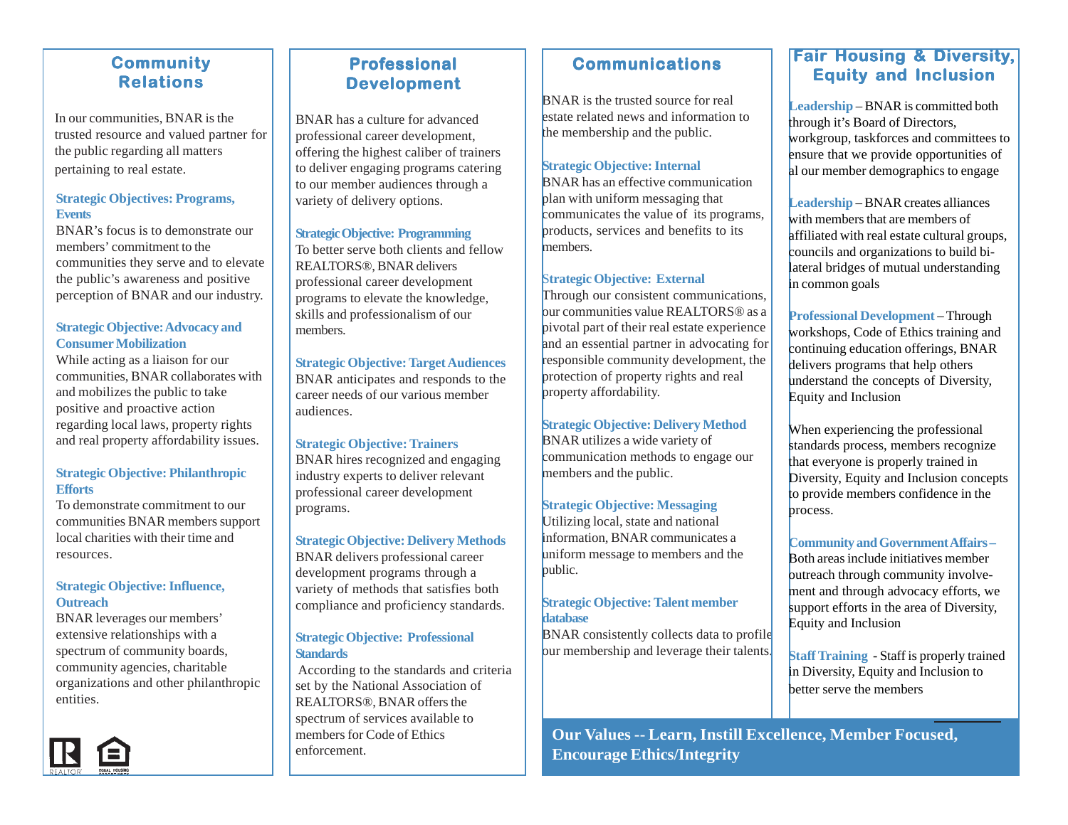## Community Relations

In our communities, BNAR is the trusted resource and valued partner for the public regarding all matters pertaining to real estate.

**Strategic Objectives: Programs, Events**
BNAR's focus is to demonstrate our members' commitment to the communities they serve and to elevate the public's awareness and positive perception of BNAR and our industry.

**Strategic Objective: Advocacy and Consumer Mobilization**
While acting as a liaison for our communities, BNAR collaborates with and mobilizes the public to take positive and proactive action regarding local laws, property rights and real property affordability issues.

**Strategic Objective: Philanthropic Efforts**
To demonstrate commitment to our communities BNAR members support local charities with their time and resources.

**Strategic Objective: Influence, Outreach**
BNAR leverages our members' extensive relationships with a spectrum of community boards, community agencies, charitable organizations and other philanthropic entities.

## Professional Development

BNAR has a culture for advanced professional career development, offering the highest caliber of trainers to deliver engaging programs catering to our member audiences through a variety of delivery options.

**Strategic Objective: Programming**
To better serve both clients and fellow REALTORS®, BNAR delivers professional career development programs to elevate the knowledge, skills and professionalism of our members.

**Strategic Objective: Target Audiences**
BNAR anticipates and responds to the career needs of our various member audiences.

**Strategic Objective: Trainers**
BNAR hires recognized and engaging industry experts to deliver relevant professional career development programs.

**Strategic Objective: Delivery Methods**
BNAR delivers professional career development programs through a variety of methods that satisfies both compliance and proficiency standards.

**Strategic Objective: Professional Standards**
According to the standards and criteria set by the National Association of REALTORS®, BNAR offers the spectrum of services available to members for Code of Ethics enforcement.

## Communications

BNAR is the trusted source for real estate related news and information to the membership and the public.

**Strategic Objective: Internal**
BNAR has an effective communication plan with uniform messaging that communicates the value of its programs, products, services and benefits to its members.

**Strategic Objective: External**
Through our consistent communications, our communities value REALTORS® as a pivotal part of their real estate experience and an essential partner in advocating for responsible community development, the protection of property rights and real property affordability.

**Strategic Objective: Delivery Method**
BNAR utilizes a wide variety of communication methods to engage our members and the public.

**Strategic Objective: Messaging**
Utilizing local, state and national information, BNAR communicates a uniform message to members and the public.

**Strategic Objective: Talent member database**
BNAR consistently collects data to profile our membership and leverage their talents.

## Fair Housing & Diversity, Equity and Inclusion

**Leadership** – BNAR is committed both through it's Board of Directors, workgroup, taskforces and committees to ensure that we provide opportunities of al our member demographics to engage

**Leadership** – BNAR creates alliances with members that are members of affiliated with real estate cultural groups, councils and organizations to build bi-lateral bridges of mutual understanding in common goals

**Professional Development** – Through workshops, Code of Ethics training and continuing education offerings, BNAR delivers programs that help others understand the concepts of Diversity, Equity and Inclusion

When experiencing the professional standards process, members recognize that everyone is properly trained in Diversity, Equity and Inclusion concepts to provide members confidence in the process.

**Community and Government Affairs** – Both areas include initiatives member outreach through community involvement and through advocacy efforts, we support efforts in the area of Diversity, Equity and Inclusion

**Staff Training** - Staff is properly trained in Diversity, Equity and Inclusion to better serve the members

**Our Values -- Learn, Instill Excellence, Member Focused, Encourage Ethics/Integrity**